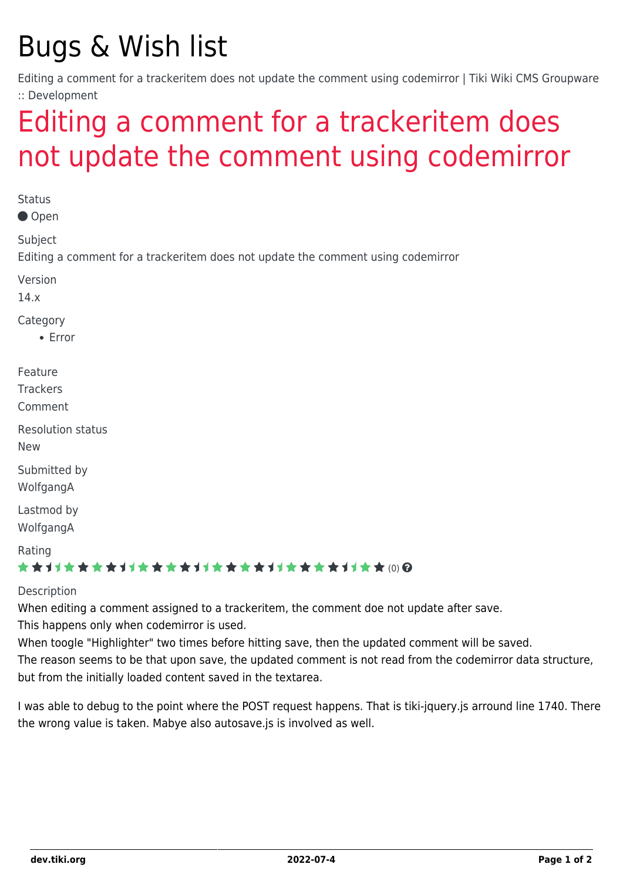# Bugs & Wish list

Editing a comment for a trackeritem does not update the comment using codemirror | Tiki Wiki CMS Groupware :: Development

## Editing a comment for a trackeritem does not update the comment using codemirror

Status

● Open

Subject

Editing a comment for a trackeritem does not update the comment using codemirror

Version

14.x

Category

- Error

Feature

Trackers

Comment

Resolution status

New

Submitted by

WolfgangA

Lastmod by

WolfgangA

Rating

★★★★★★★★★★★★★★★★★★★★★★★★★ (0)

Description

When editing a comment assigned to a trackeritem, the comment doe not update after save.
This happens only when codemirror is used.
When toogle "Highlighter" two times before hitting save, then the updated comment will be saved.
The reason seems to be that upon save, the updated comment is not read from the codemirror data structure, but from the initially loaded content saved in the textarea.

I was able to debug to the point where the POST request happens. That is tiki-jquery.js arround line 1740. There the wrong value is taken. Mabye also autosave.js is involved as well.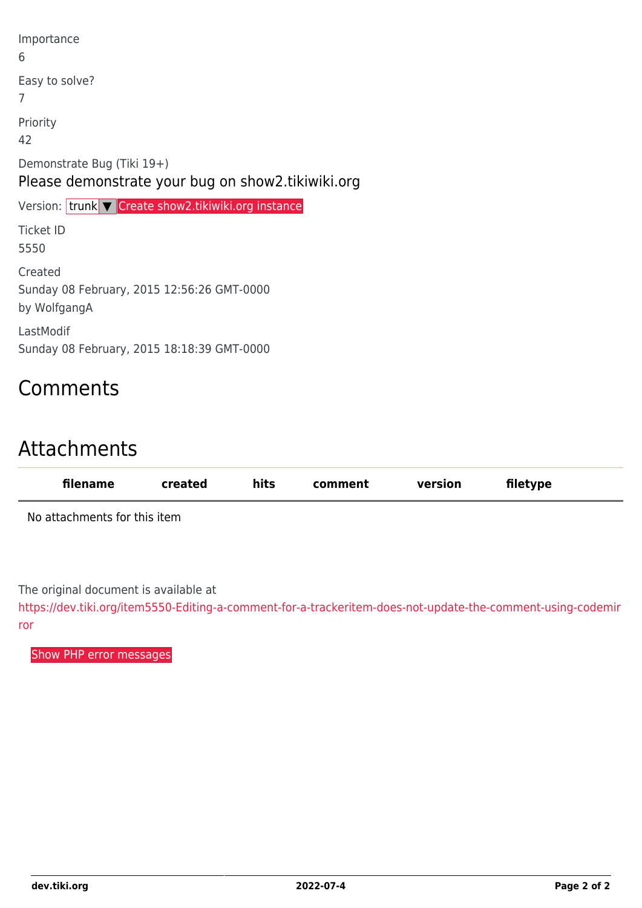Importance

6

Easy to solve?

7

Priority

42

Demonstrate Bug (Tiki 19+)

Please demonstrate your bug on show2.tikiwiki.org

Version: trunk ▼ Create show2.tikiwiki.org instance

Ticket ID

5550

Created

Sunday 08 February, 2015 12:56:26 GMT-0000

by WolfgangA

LastModif

Sunday 08 February, 2015 18:18:39 GMT-0000

## Comments

## Attachments

| filename | created | hits | comment | version | filetype |
|---|---|---|---|---|---|
| No attachments for this item | | | | | |

The original document is available at https://dev.tiki.org/item5550-Editing-a-comment-for-a-trackeritem-does-not-update-the-comment-using-codemirror

Show PHP error messages